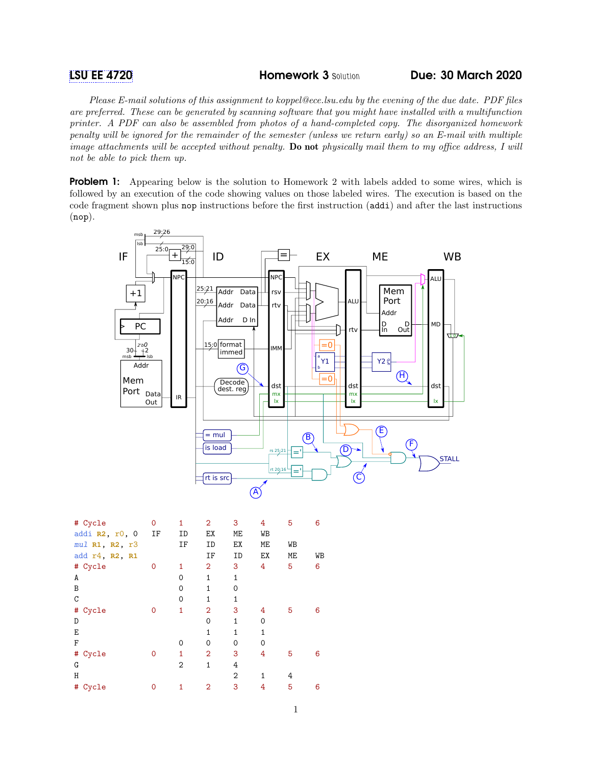**LSU EE 4720** **Homework 3** Solution **Due: 30 March 2020**

*Please E-mail solutions of this assignment to koppel@ece.lsu.edu by the evening of the due date. PDF files are preferred. These can be generated by scanning software that you might have installed with a multifunction printer. A PDF can also be assembled from photos of a hand-completed copy. The disorganized homework penalty will be ignored for the remainder of the semester (unless we return early) so an E-mail with multiple image attachments will be accepted without penalty.* **Do not** *physically mail them to my office address, I will not be able to pick them up.*

**Problem 1:** Appearing below is the solution to Homework 2 with labels added to some wires, which is followed by an execution of the code showing values on those labeled wires. The execution is based on the code fragment shown plus `nop` instructions before the first instruction (`addi`) and after the last instructions (`nop`).

```
# Cycle          0    1    2    3    4    5    6
addi R2, r0, 0   IF   ID   EX   ME   WB
mul R1, R2, r3        IF   ID   EX   ME   WB
add r4, R2, R1             IF   ID   EX   ME   WB
# Cycle          0    1    2    3    4    5    6
A                     0    1    1
B                     0    1    0
C                     0    1    1
# Cycle          0    1    2    3    4    5    6
D                          0    1    0
E                          1    1    1
F                     0    0    0    0
# Cycle          0    1    2    3    4    5    6
G                     2    1    4
H                               2    1    4
# Cycle          0    1    2    3    4    5    6
```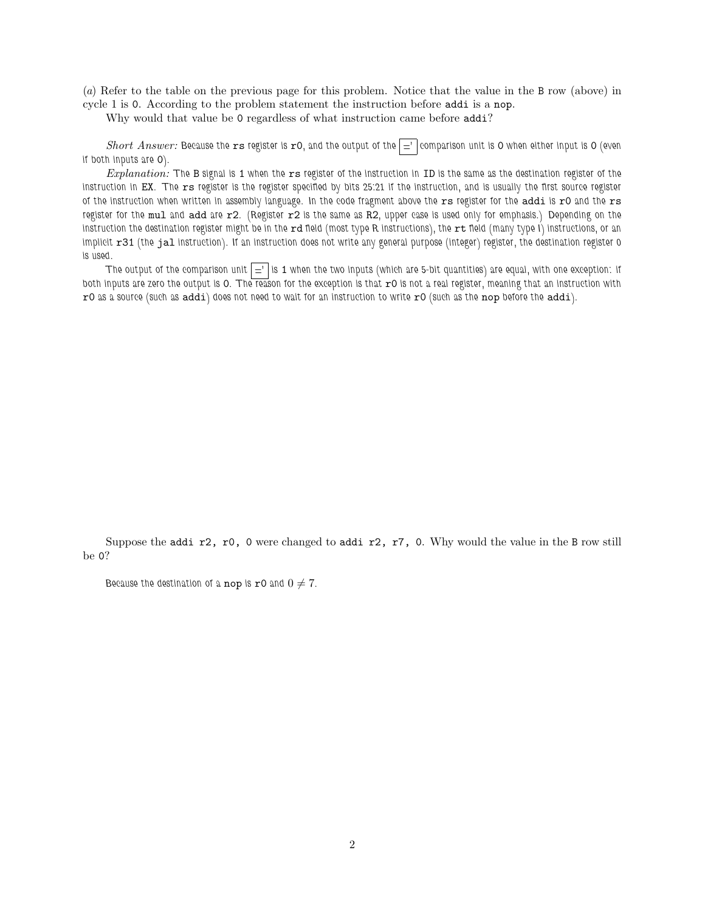(*a*) Refer to the table on the previous page for this problem. Notice that the value in the `B` row (above) in cycle 1 is `0`. According to the problem statement the instruction before `addi` is a `nop`.

Why would that value be `0` regardless of what instruction came before `addi`?

*Short Answer:* Because the `rs` register is `r0`, and the output of the $\boxed{='}$ comparison unit is `0` when either input is `0` (even if both inputs are `0`).

*Explanation:* The `B` signal is `1` when the `rs` register of the instruction in ID is the same as the destination register of the instruction in EX. The `rs` register is the register specified by bits 25:21 if the instruction, and is usually the first source register of the instruction when written in assembly language. In the code fragment above the `rs` register for the `addi` is `r0` and the `rs` register for the `mul` and `add` are `r2`. (Register `r2` is the same as `R2`, upper case is used only for emphasis.) Depending on the instruction the destination register might be in the `rd` field (most type R instructions), the `rt` field (many type I) instructions, or an implicit `r31` (the `jal` instruction). If an instruction does not write any general purpose (integer) register, the destination register 0 is used.

The output of the comparison unit $\boxed{='}$ is `1` when the two inputs (which are 5-bit quantities) are equal, with one exception: if both inputs are zero the output is `0`. The reason for the exception is that `r0` is not a real register, meaning that an instruction with `r0` as a source (such as `addi`) does not need to wait for an instruction to write `r0` (such as the `nop` before the `addi`).

Suppose the `addi r2, r0, 0` were changed to `addi r2, r7, 0`. Why would the value in the `B` row still be `0`?

Because the destination of a `nop` is `r0` and $0 \neq 7$.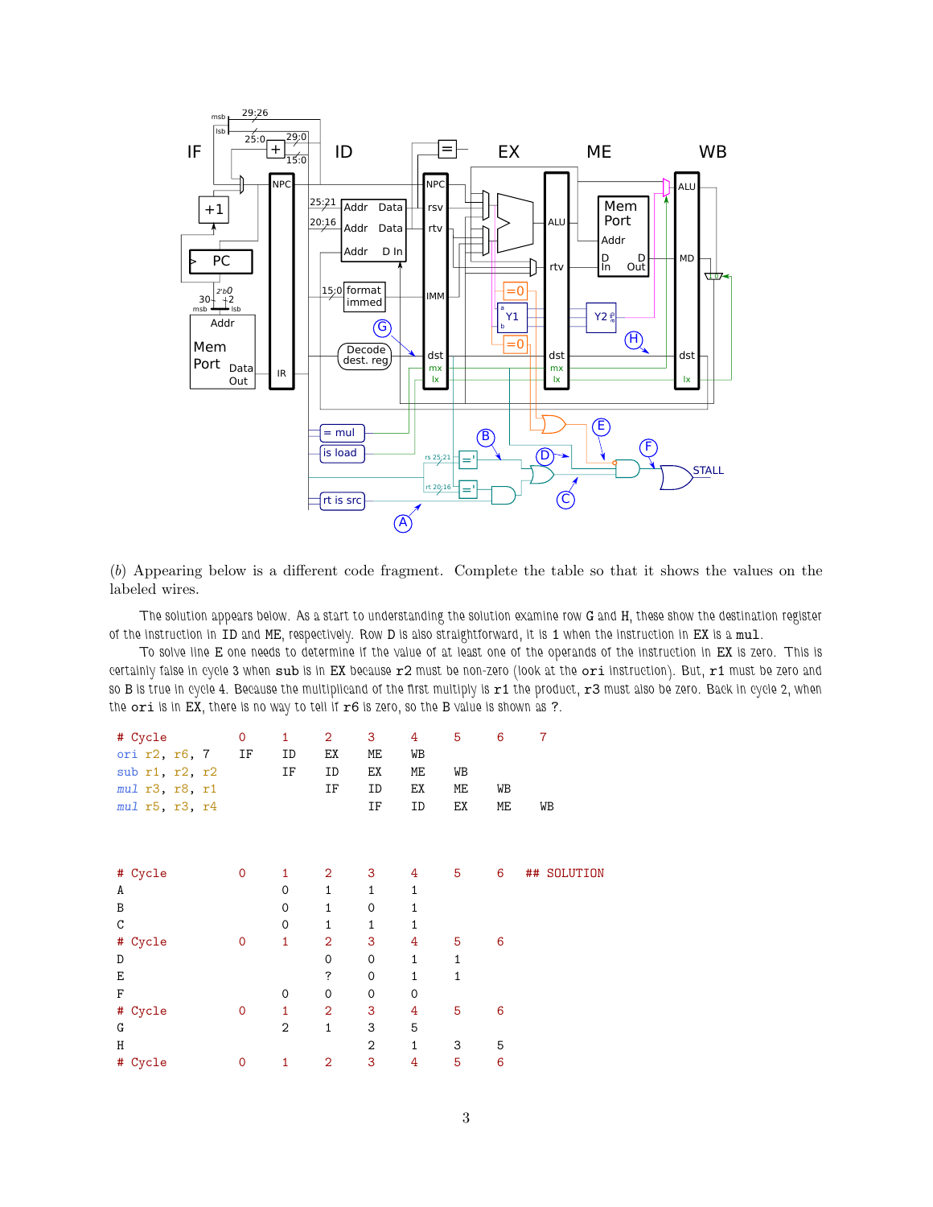(*b*) Appearing below is a different code fragment. Complete the table so that it shows the values on the labeled wires.

The solution appears below. As a start to understanding the solution examine row G and H, these show the destination register of the instruction in ID and ME, respectively. Row D is also straightforward, it is 1 when the instruction in EX is a mul.

To solve line E one needs to determine if the value of at least one of the operands of the instruction in EX is zero. This is certainly false in cycle 3 when sub is in EX because r2 must be non-zero (look at the ori instruction). But, r1 must be zero and so B is true in cycle 4. Because the multiplicand of the first multiply is r1 the product, r3 must also be zero. Back in cycle 2, when the ori is in EX, there is no way to tell if r6 is zero, so the B value is shown as ?.

```
# Cycle           0     1     2     3     4     5     6     7
ori r2, r6, 7     IF    ID    EX    ME    WB
sub r1, r2, r2          IF    ID    EX    ME    WB
mul r3, r8, r1                IF    ID    EX    ME    WB
mul r5, r3, r4                      IF    ID    EX    ME    WB



# Cycle           0     1     2     3     4     5     6    ## SOLUTION
A                       0     1     1     1
B                       0     1     0     1
C                       0     1     1     1
# Cycle           0     1     2     3     4     5     6
D                             0     0     1     1
E                             ?     0     1     1
F                       0     0     0     0
# Cycle           0     1     2     3     4     5     6
G                       2     1     3     5
H                                   2     1     3     5
# Cycle           0     1     2     3     4     5     6
```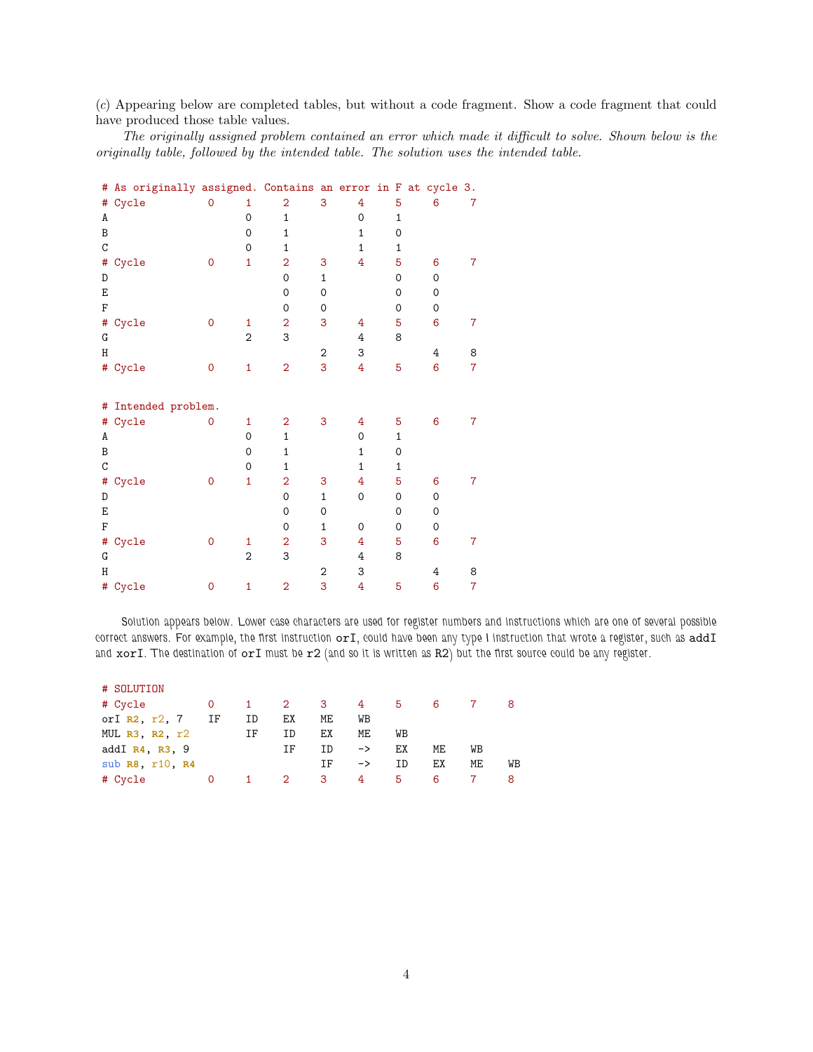(*c*) Appearing below are completed tables, but without a code fragment. Show a code fragment that could have produced those table values.

*The originally assigned problem contained an error which made it difficult to solve. Shown below is the originally table, followed by the intended table. The solution uses the intended table.*

```
# As originally assigned. Contains an error in F at cycle 3.
# Cycle          0     1     2     3     4     5     6     7
A                      0     1           0     1
B                      0     1           1     0
C                      0     1           1     1
# Cycle          0     1     2     3     4     5     6     7
D                            0     1           0     0
E                            0     0           0     0
F                            0     0           0     0
# Cycle          0     1     2     3     4     5     6     7
G                      2     3           4     8
H                                  2     3           4     8
# Cycle          0     1     2     3     4     5     6     7


# Intended problem.
# Cycle          0     1     2     3     4     5     6     7
A                      0     1           0     1
B                      0     1           1     0
C                      0     1           1     1
# Cycle          0     1     2     3     4     5     6     7
D                            0     1     0     0     0
E                            0     0           0     0
F                            0     1     0     0     0
# Cycle          0     1     2     3     4     5     6     7
G                      2     3           4     8
H                                  2     3           4     8
# Cycle          0     1     2     3     4     5     6     7
```

Solution appears below. Lower case characters are used for register numbers and instructions which are one of several possible correct answers. For example, the first instruction `orI`, could have been any type I instruction that wrote a register, such as `addI` and `xorI`. The destination of `orI` must be `r2` (and so it is written as `R2`) but the first source could be any register.

```
# SOLUTION
# Cycle          0     1     2     3     4     5     6     7     8
orI R2, r2, 7    IF    ID    EX    ME    WB
MUL R3, R2, r2         IF    ID    EX    ME    WB
addI R4, R3, 9               IF    ID    ->    EX    ME    WB
sub R8, r10, R4                    IF    ->    ID    EX    ME    WB
# Cycle          0     1     2     3     4     5     6     7     8
```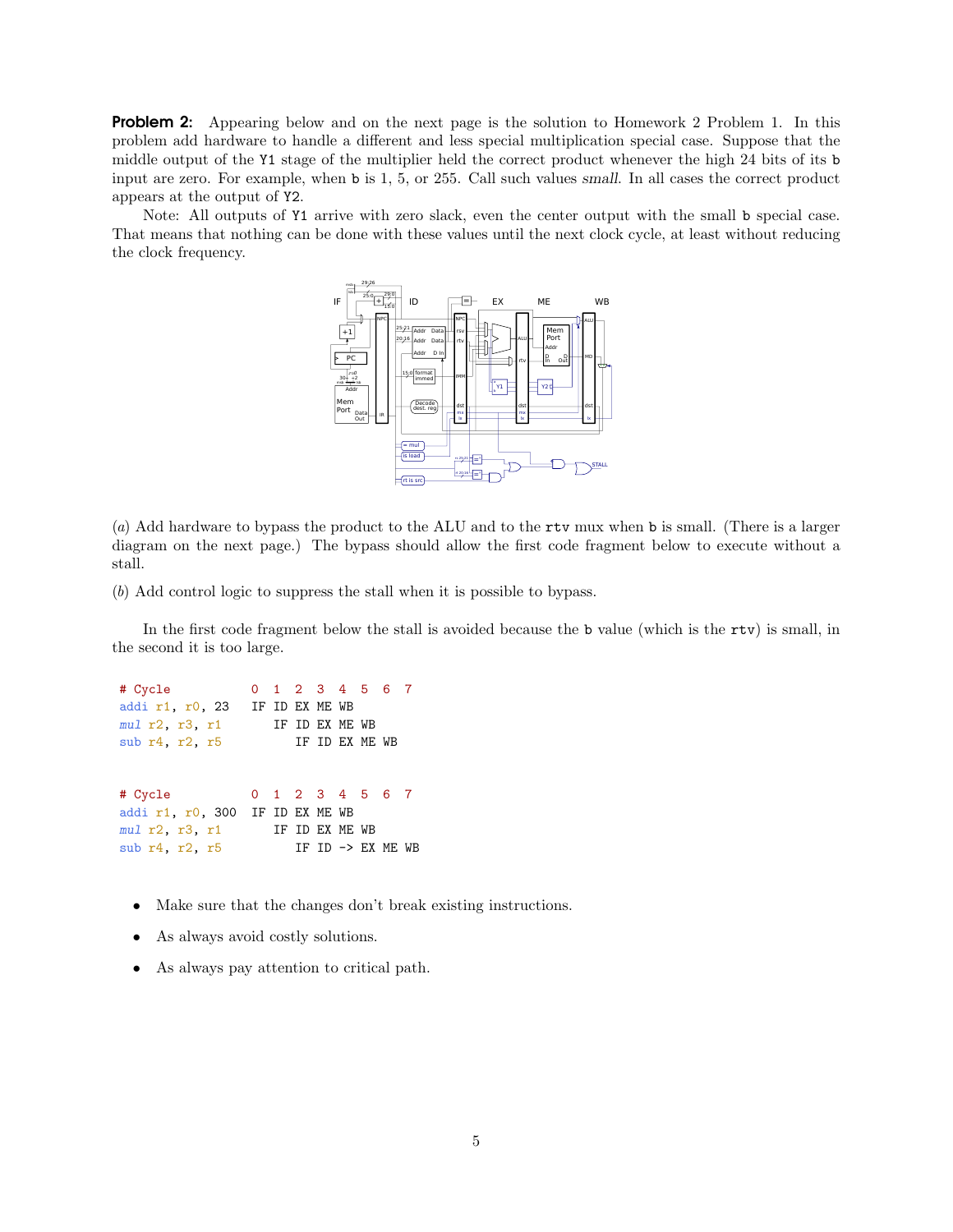**Problem 2:** Appearing below and on the next page is the solution to Homework 2 Problem 1. In this problem add hardware to handle a different and less special multiplication special case. Suppose that the middle output of the Y1 stage of the multiplier held the correct product whenever the high 24 bits of its b input are zero. For example, when b is 1, 5, or 255. Call such values *small*. In all cases the correct product appears at the output of Y2.

Note: All outputs of Y1 arrive with zero slack, even the center output with the small b special case. That means that nothing can be done with these values until the next clock cycle, at least without reducing the clock frequency.

(*a*) Add hardware to bypass the product to the ALU and to the `rtv` mux when b is small. (There is a larger diagram on the next page.) The bypass should allow the first code fragment below to execute without a stall.

(*b*) Add control logic to suppress the stall when it is possible to bypass.

In the first code fragment below the stall is avoided because the b value (which is the `rtv`) is small, in the second it is too large.

```
# Cycle          0  1  2  3  4  5  6  7
addi r1, r0, 23  IF ID EX ME WB
mul r2, r3, r1      IF ID EX ME WB
sub r4, r2, r5         IF ID EX ME WB
```

```
# Cycle           0  1  2  3  4  5  6  7
addi r1, r0, 300  IF ID EX ME WB
mul r2, r3, r1       IF ID EX ME WB
sub r4, r2, r5          IF ID -> EX ME WB
```

- Make sure that the changes don't break existing instructions.
- As always avoid costly solutions.
- As always pay attention to critical path.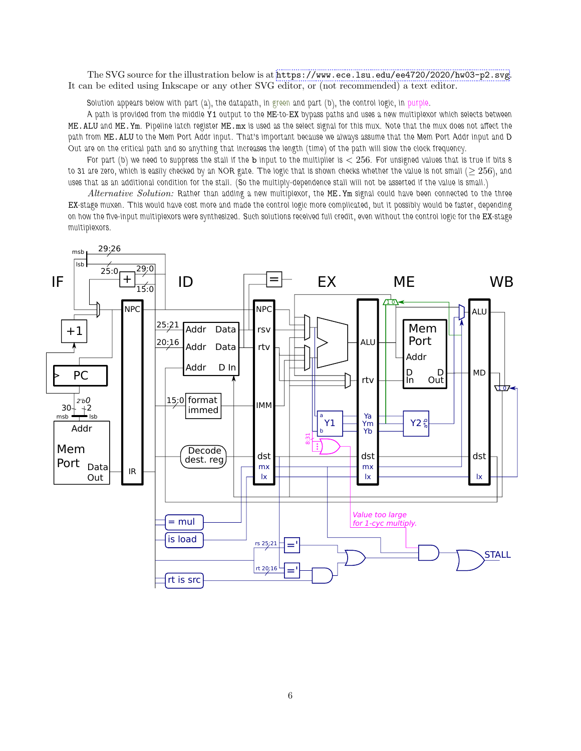The SVG source for the illustration below is at https://www.ece.lsu.edu/ee4720/2020/hw03-p2.svg. It can be edited using Inkscape or any other SVG editor, or (not recommended) a text editor.

Solution appears below with part (a), the datapath, in green and part (b), the control logic, in purple.

A path is provided from the middle Y1 output to the ME-to-EX bypass paths and uses a new multiplexor which selects between ME.ALU and ME.Ym. Pipeline latch register ME.mx is used as the select signal for this mux. Note that the mux does not affect the path from ME.ALU to the Mem Port Addr input. That's important because we always assume that the Mem Port Addr input and D Out are on the critical path and so anything that increases the length (time) of the path will slow the clock frequency.

For part (b) we need to suppress the stall if the b input to the multiplier is $< 256$. For unsigned values that is true if bits 8 to 31 are zero, which is easily checked by an NOR gate. The logic that is shown checks whether the value is not small ($\geq 256$), and uses that as an additional condition for the stall. (So the multiply-dependence stall will not be asserted if the value is small.)

*Alternative Solution:* Rather than adding a new multiplexor, the ME.Ym signal could have been connected to the three EX-stage muxen. This would have cost more and made the control logic more complicated, but it possibly would be faster, depending on how the five-input multiplexors were synthesized. Such solutions received full credit, even without the control logic for the EX-stage multiplexors.